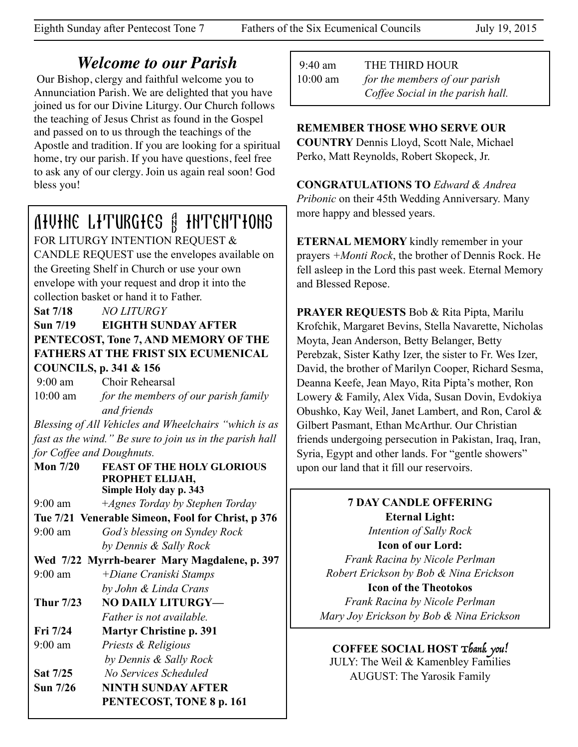# Welcome to our Parish

Our Bishop, clergy and faithful welcome you to Annunciation Parish. We are delighted that you have joined us for our Divine Liturgy. Our Church follows the teaching of Jesus Christ as found in the Gospel and passed on to us through the teachings of the Apostle and tradition. If you are looking for a spiritual home, try our parish. If you have questions, feel free to ask any of our clergy. Join us again real soon! God bless you!

## DIVINE LITURGIES AND INTENTIONS

FOR LITURGY INTENTION REQUEST & CANDLE REQUEST use the envelopes available on the Greeting Shelf in Church or use your own envelope with your request and drop it into the collection basket or hand it to Father.

**Sat 7/18** *NO LITURGY*

**Sun 7/19 EIGHTH SUNDAY AFTER PENTECOST, Tone 7, AND MEMORY OF THE FATHERS AT THE FRIST SIX ECUMENICAL COUNCILS, p. 341 & 156**

9:00 am Choir Rehearsal

10:00 am *for the members of our parish family and friends*

*Blessing of All Vehicles and Wheelchairs "which is as fast as the wind." Be sure to join us in the parish hall for Coffee and Doughnuts.*

**Mon 7/20 FEAST OF THE HOLY GLORIOUS PROPHET ELIJAH, Simple Holy day p. 343**

9:00 am *+Agnes Torday by Stephen Torday*

**Tue 7/21 Venerable Simeon, Fool for Christ, p 376**

9:00 am *God's blessing on Syndey Rock by Dennis & Sally Rock*

**Wed 7/22 Myrrh-bearer Mary Magdalene, p. 397**

9:00 am *+Diane Craniski Stamps by John & Linda Crans*

**Thur 7/23 NO DAILY LITURGY—** *Father is not available.*

**Fri 7/24 Martyr Christine p. 391**

9:00 am *Priests & Religious by Dennis & Sally Rock*

**Sat 7/25** *No Services Scheduled*

**Sun 7/26 NINTH SUNDAY AFTER PENTECOST, TONE 8 p. 161**

9:40 am THE THIRD HOUR

10:00 am *for the members of our parish*
*Coffee Social in the parish hall.*

**REMEMBER THOSE WHO SERVE OUR COUNTRY** Dennis Lloyd, Scott Nale, Michael Perko, Matt Reynolds, Robert Skopeck, Jr.

**CONGRATULATIONS TO** *Edward & Andrea Pribonic* on their 45th Wedding Anniversary. Many more happy and blessed years.

**ETERNAL MEMORY** kindly remember in your prayers *+Monti Rock*, the brother of Dennis Rock. He fell asleep in the Lord this past week. Eternal Memory and Blessed Repose.

**PRAYER REQUESTS** Bob & Rita Pipta, Marilu Krofchik, Margaret Bevins, Stella Navarette, Nicholas Moyta, Jean Anderson, Betty Belanger, Betty Perebzak, Sister Kathy Izer, the sister to Fr. Wes Izer, David, the brother of Marilyn Cooper, Richard Sesma, Deanna Keefe, Jean Mayo, Rita Pipta's mother, Ron Lowery & Family, Alex Vida, Susan Dovin, Evdokiya Obushko, Kay Weil, Janet Lambert, and Ron, Carol & Gilbert Pasmant, Ethan McArthur. Our Christian friends undergoing persecution in Pakistan, Iraq, Iran, Syria, Egypt and other lands. For "gentle showers" upon our land that it fill our reservoirs.

**7 DAY CANDLE OFFERING**

**Eternal Light:**
*Intention of Sally Rock*

**Icon of our Lord:**
*Frank Racina by Nicole Perlman*
*Robert Erickson by Bob & Nina Erickson*

**Icon of the Theotokos**
*Frank Racina by Nicole Perlman*
*Mary Joy Erickson by Bob & Nina Erickson*

**COFFEE SOCIAL HOST** *Thank you!*
JULY: The Weil & Kamenbley Families
AUGUST: The Yarosik Family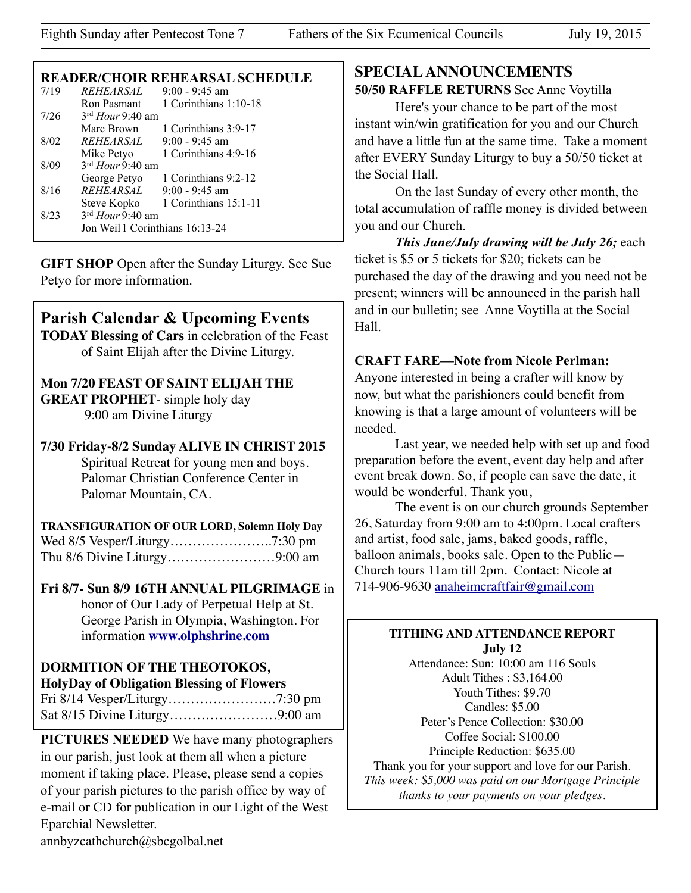## READER/CHOIR REHEARSAL SCHEDULE

| | | |
|---|---|---|
| 7/19 | *REHEARSAL* | 9:00 - 9:45 am |
| | Ron Pasmant | 1 Corinthians 1:10-18 |
| 7/26 | 3rd *Hour* 9:40 am | |
| | Marc Brown | 1 Corinthians 3:9-17 |
| 8/02 | *REHEARSAL* | 9:00 - 9:45 am |
| | Mike Petyo | 1 Corinthians 4:9-16 |
| 8/09 | 3rd *Hour* 9:40 am | |
| | George Petyo | 1 Corinthians 9:2-12 |
| 8/16 | *REHEARSAL* | 9:00 - 9:45 am |
| | Steve Kopko | 1 Corinthians 15:1-11 |
| 8/23 | 3rd *Hour* 9:40 am | |
| | Jon Weil | 1 Corinthians 16:13-24 |

**GIFT SHOP** Open after the Sunday Liturgy. See Sue Petyo for more information.

## Parish Calendar & Upcoming Events

**TODAY Blessing of Cars** in celebration of the Feast of Saint Elijah after the Divine Liturgy.

**Mon 7/20 FEAST OF SAINT ELIJAH THE GREAT PROPHET**- simple holy day
9:00 am Divine Liturgy

**7/30 Friday-8/2 Sunday ALIVE IN CHRIST 2015**
Spiritual Retreat for young men and boys. Palomar Christian Conference Center in Palomar Mountain, CA.

**TRANSFIGURATION OF OUR LORD, Solemn Holy Day**
Wed 8/5 Vesper/Liturgy…………………..7:30 pm
Thu 8/6 Divine Liturgy……………………9:00 am

**Fri 8/7- Sun 8/9 16TH ANNUAL PILGRIMAGE** in honor of Our Lady of Perpetual Help at St. George Parish in Olympia, Washington. For information **www.olphshrine.com**

**DORMITION OF THE THEOTOKOS, HolyDay of Obligation Blessing of Flowers**
Fri 8/14 Vesper/Liturgy……………………7:30 pm
Sat 8/15 Divine Liturgy……………………9:00 am

**PICTURES NEEDED** We have many photographers in our parish, just look at them all when a picture moment if taking place. Please, please send a copies of your parish pictures to the parish office by way of e-mail or CD for publication in our Light of the West Eparchial Newsletter.
annbyzcathchurch@sbcgolbal.net

## SPECIAL ANNOUNCEMENTS

**50/50 RAFFLE RETURNS** See Anne Voytilla

Here's your chance to be part of the most instant win/win gratification for you and our Church and have a little fun at the same time. Take a moment after EVERY Sunday Liturgy to buy a 50/50 ticket at the Social Hall.

On the last Sunday of every other month, the total accumulation of raffle money is divided between you and our Church.

***This June/July drawing will be July 26;*** each ticket is $5 or 5 tickets for $20; tickets can be purchased the day of the drawing and you need not be present; winners will be announced in the parish hall and in our bulletin; see Anne Voytilla at the Social Hall.

**CRAFT FARE—Note from Nicole Perlman:**
Anyone interested in being a crafter will know by now, but what the parishioners could benefit from knowing is that a large amount of volunteers will be needed.

Last year, we needed help with set up and food preparation before the event, event day help and after event break down. So, if people can save the date, it would be wonderful. Thank you,

The event is on our church grounds September 26, Saturday from 9:00 am to 4:00pm. Local crafters and artist, food sale, jams, baked goods, raffle, balloon animals, books sale. Open to the Public—Church tours 11am till 2pm. Contact: Nicole at 714-906-9630 anaheimcraftfair@gmail.com

**TITHING AND ATTENDANCE REPORT**
**July 12**
Attendance: Sun: 10:00 am 116 Souls
Adult Tithes : $3,164.00
Youth Tithes: $9.70
Candles: $5.00
Peter's Pence Collection: $30.00
Coffee Social: $100.00
Principle Reduction: $635.00
Thank you for your support and love for our Parish.
*This week: $5,000 was paid on our Mortgage Principle thanks to your payments on your pledges.*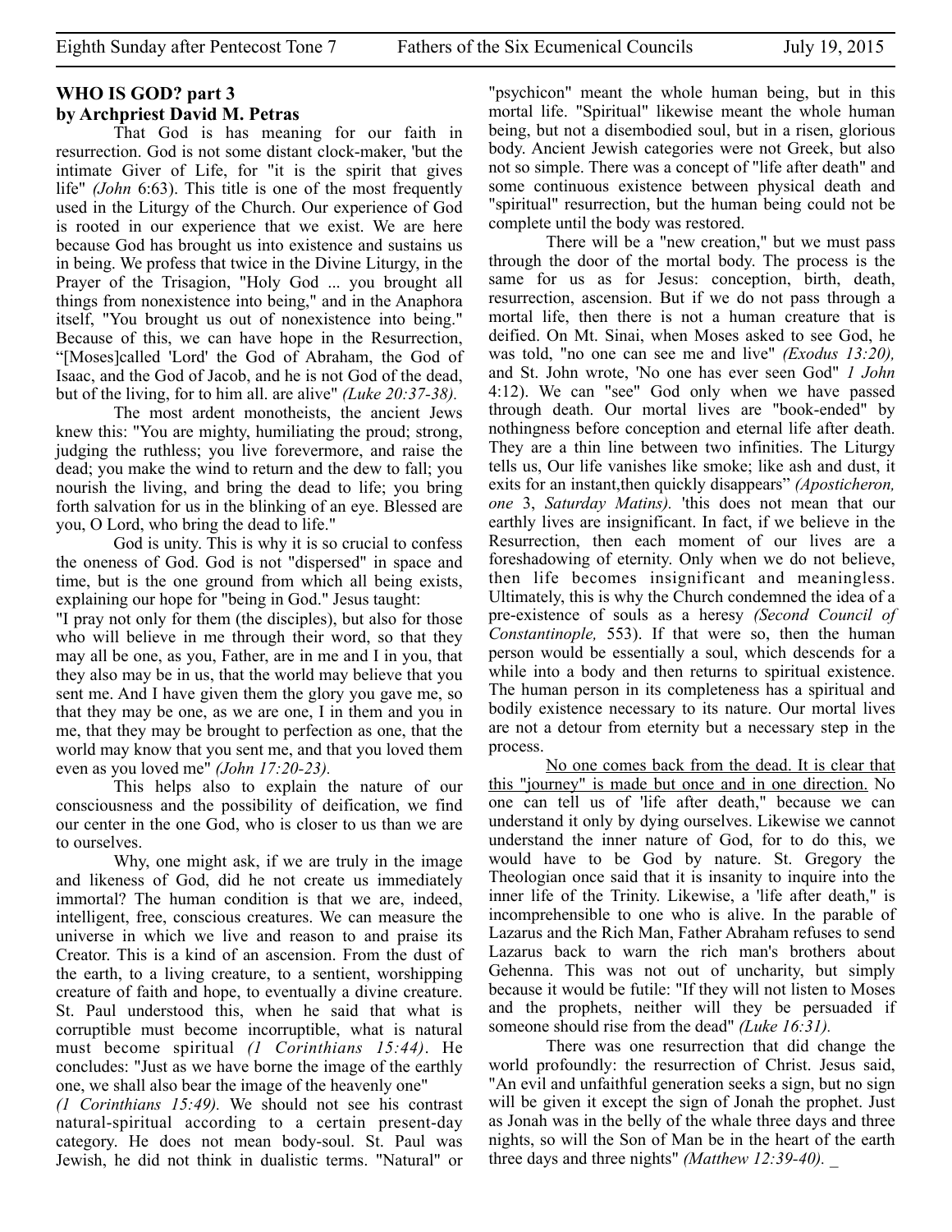## WHO IS GOD? part 3
**by Archpriest David M. Petras**

That God is has meaning for our faith in resurrection. God is not some distant clock-maker, 'but the intimate Giver of Life, for "it is the spirit that gives life" *(John* 6:63). This title is one of the most frequently used in the Liturgy of the Church. Our experience of God is rooted in our experience that we exist. We are here because God has brought us into existence and sustains us in being. We profess that twice in the Divine Liturgy, in the Prayer of the Trisagion, "Holy God ... you brought all things from nonexistence into being," and in the Anaphora itself, "You brought us out of nonexistence into being." Because of this, we can have hope in the Resurrection, "[Moses]called 'Lord' the God of Abraham, the God of Isaac, and the God of Jacob, and he is not God of the dead, but of the living, for to him all. are alive" *(Luke 20:37-38).*

The most ardent monotheists, the ancient Jews knew this: "You are mighty, humiliating the proud; strong, judging the ruthless; you live forevermore, and raise the dead; you make the wind to return and the dew to fall; you nourish the living, and bring the dead to life; you bring forth salvation for us in the blinking of an eye. Blessed are you, O Lord, who bring the dead to life."

God is unity. This is why it is so crucial to confess the oneness of God. God is not "dispersed" in space and time, but is the one ground from which all being exists, explaining our hope for "being in God." Jesus taught:

"I pray not only for them (the disciples), but also for those who will believe in me through their word, so that they may all be one, as you, Father, are in me and I in you, that they also may be in us, that the world may believe that you sent me. And I have given them the glory you gave me, so that they may be one, as we are one, I in them and you in me, that they may be brought to perfection as one, that the world may know that you sent me, and that you loved them even as you loved me" *(John 17:20-23).*

This helps also to explain the nature of our consciousness and the possibility of deification, we find our center in the one God, who is closer to us than we are to ourselves.

Why, one might ask, if we are truly in the image and likeness of God, did he not create us immediately immortal? The human condition is that we are, indeed, intelligent, free, conscious creatures. We can measure the universe in which we live and reason to and praise its Creator. This is a kind of an ascension. From the dust of the earth, to a living creature, to a sentient, worshipping creature of faith and hope, to eventually a divine creature. St. Paul understood this, when he said that what is corruptible must become incorruptible, what is natural must become spiritual *(1 Corinthians 15:44)*. He concludes: "Just as we have borne the image of the earthly one, we shall also bear the image of the heavenly one" *(1 Corinthians 15:49).* We should not see his contrast natural-spiritual according to a certain present-day category. He does not mean body-soul. St. Paul was Jewish, he did not think in dualistic terms. "Natural" or "psychicon" meant the whole human being, but in this mortal life. "Spiritual" likewise meant the whole human being, but not a disembodied soul, but in a risen, glorious body. Ancient Jewish categories were not Greek, but also not so simple. There was a concept of "life after death" and some continuous existence between physical death and "spiritual" resurrection, but the human being could not be complete until the body was restored.

There will be a "new creation," but we must pass through the door of the mortal body. The process is the same for us as for Jesus: conception, birth, death, resurrection, ascension. But if we do not pass through a mortal life, then there is not a human creature that is deified. On Mt. Sinai, when Moses asked to see God, he was told, "no one can see me and live" *(Exodus 13:20),* and St. John wrote, 'No one has ever seen God" *1 John* 4:12). We can "see" God only when we have passed through death. Our mortal lives are "book-ended" by nothingness before conception and eternal life after death. They are a thin line between two infinities. The Liturgy tells us, Our life vanishes like smoke; like ash and dust, it exits for an instant,then quickly disappears" *(Aposticheron, one* 3, *Saturday Matins).* 'this does not mean that our earthly lives are insignificant. In fact, if we believe in the Resurrection, then each moment of our lives are a foreshadowing of eternity. Only when we do not believe, then life becomes insignificant and meaningless. Ultimately, this is why the Church condemned the idea of a pre-existence of souls as a heresy *(Second Council of Constantinople,* 553). If that were so, then the human person would be essentially a soul, which descends for a while into a body and then returns to spiritual existence. The human person in its completeness has a spiritual and bodily existence necessary to its nature. Our mortal lives are not a detour from eternity but a necessary step in the process.

<u>No one comes back from the dead. It is clear that this "journey" is made but once and in one direction.</u> No one can tell us of 'life after death," because we can understand it only by dying ourselves. Likewise we cannot understand the inner nature of God, for to do this, we would have to be God by nature. St. Gregory the Theologian once said that it is insanity to inquire into the inner life of the Trinity. Likewise, a 'life after death," is incomprehensible to one who is alive. In the parable of Lazarus and the Rich Man, Father Abraham refuses to send Lazarus back to warn the rich man's brothers about Gehenna. This was not out of uncharity, but simply because it would be futile: "If they will not listen to Moses and the prophets, neither will they be persuaded if someone should rise from the dead" *(Luke 16:31).*

There was one resurrection that did change the world profoundly: the resurrection of Christ. Jesus said, "An evil and unfaithful generation seeks a sign, but no sign will be given it except the sign of Jonah the prophet. Just as Jonah was in the belly of the whale three days and three nights, so will the Son of Man be in the heart of the earth three days and three nights" *(Matthew 12:39-40).* _